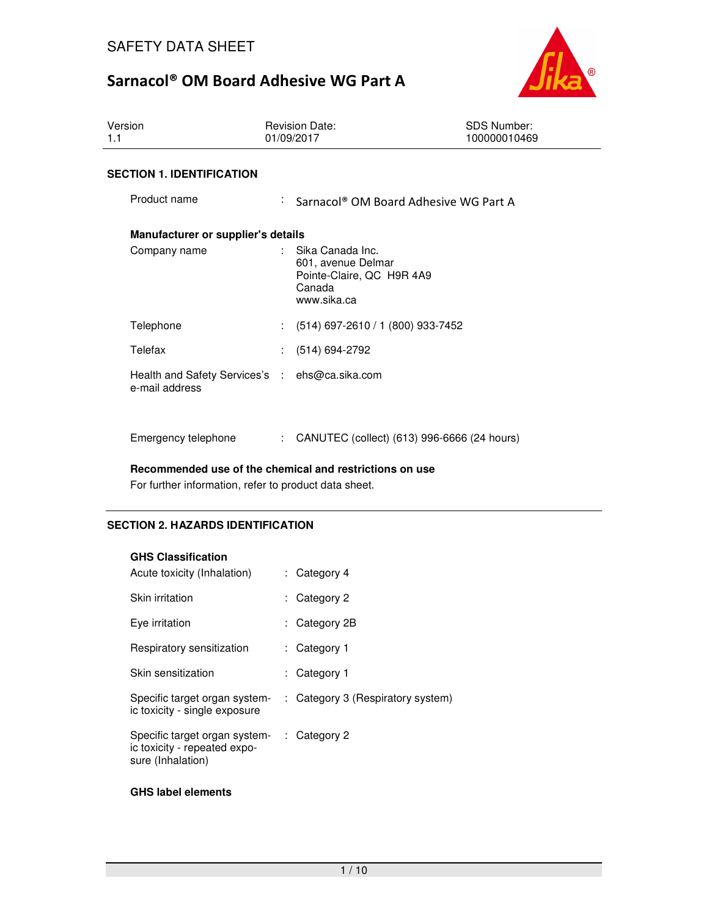SAFETY DATA SHEET

# Sarnacol® OM Board Adhesive WG Part A

| Version | Revision Date: | SDS Number: |
|---|---|---|
| 1.1 | 01/09/2017 | 100000010469 |

## SECTION 1. IDENTIFICATION

Product name : Sarnacol® OM Board Adhesive WG Part A

**Manufacturer or supplier's details**

Company name : Sika Canada Inc.
601, avenue Delmar
Pointe-Claire, QC  H9R 4A9
Canada
www.sika.ca

Telephone : (514) 697-2610 / 1 (800) 933-7452

Telefax : (514) 694-2792

Health and Safety Services's e-mail address : ehs@ca.sika.com

Emergency telephone : CANUTEC (collect) (613) 996-6666 (24 hours)

**Recommended use of the chemical and restrictions on use**

For further information, refer to product data sheet.

## SECTION 2. HAZARDS IDENTIFICATION

**GHS Classification**

Acute toxicity (Inhalation) : Category 4

Skin irritation : Category 2

Eye irritation : Category 2B

Respiratory sensitization : Category 1

Skin sensitization : Category 1

Specific target organ systemic toxicity - single exposure : Category 3 (Respiratory system)

Specific target organ systemic toxicity - repeated exposure (Inhalation) : Category 2

**GHS label elements**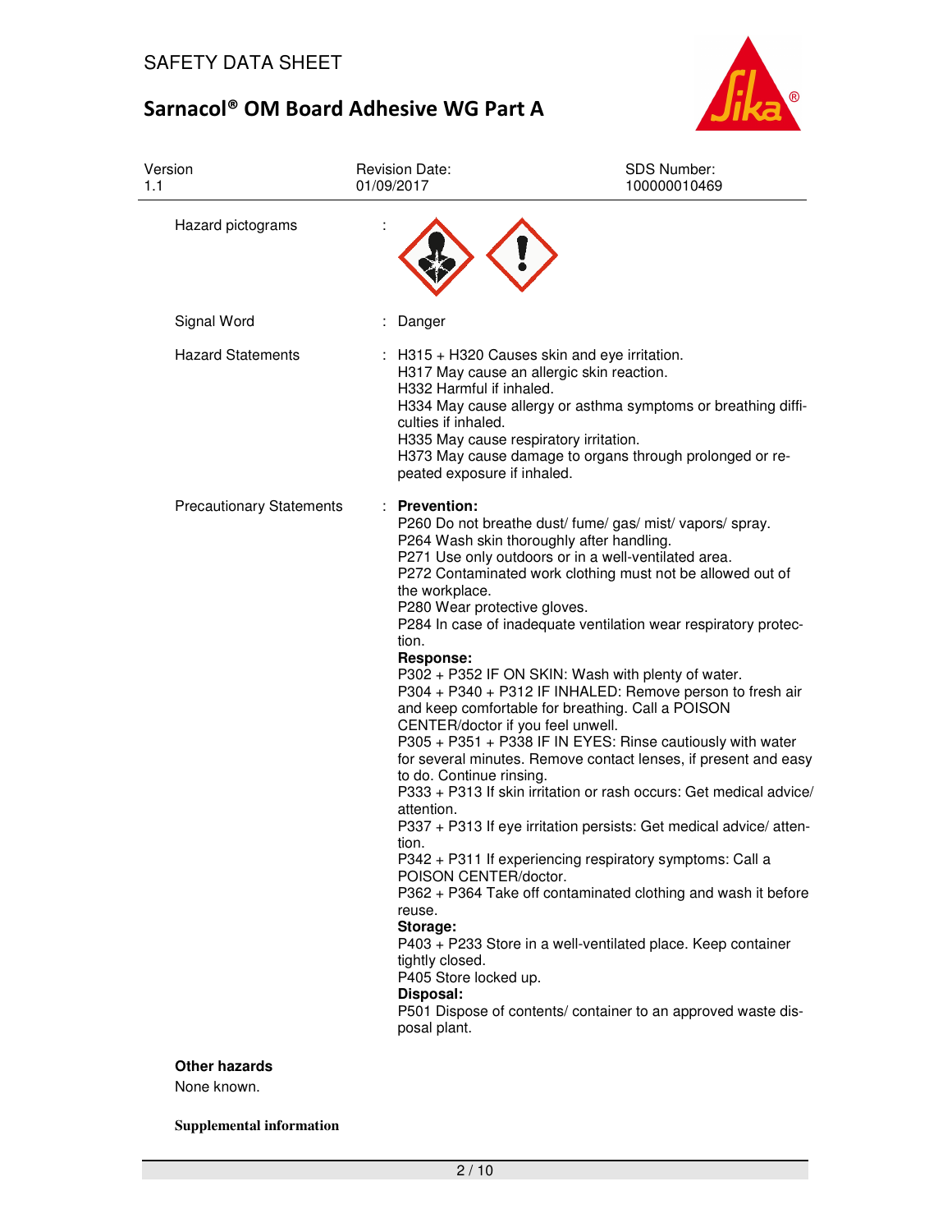| | | |
|---|---|---|
| Hazard pictograms | : | |
| Signal Word | : | Danger |
| Hazard Statements | : | H315 + H320 Causes skin and eye irritation.<br>H317 May cause an allergic skin reaction.<br>H332 Harmful if inhaled.<br>H334 May cause allergy or asthma symptoms or breathing difficulties if inhaled.<br>H335 May cause respiratory irritation.<br>H373 May cause damage to organs through prolonged or repeated exposure if inhaled. |
| Precautionary Statements | : | **Prevention:**<br>P260 Do not breathe dust/ fume/ gas/ mist/ vapors/ spray.<br>P264 Wash skin thoroughly after handling.<br>P271 Use only outdoors or in a well-ventilated area.<br>P272 Contaminated work clothing must not be allowed out of the workplace.<br>P280 Wear protective gloves.<br>P284 In case of inadequate ventilation wear respiratory protection.<br>**Response:**<br>P302 + P352 IF ON SKIN: Wash with plenty of water.<br>P304 + P340 + P312 IF INHALED: Remove person to fresh air and keep comfortable for breathing. Call a POISON CENTER/doctor if you feel unwell.<br>P305 + P351 + P338 IF IN EYES: Rinse cautiously with water for several minutes. Remove contact lenses, if present and easy to do. Continue rinsing.<br>P333 + P313 If skin irritation or rash occurs: Get medical advice/ attention.<br>P337 + P313 If eye irritation persists: Get medical advice/ attention.<br>P342 + P311 If experiencing respiratory symptoms: Call a POISON CENTER/doctor.<br>P362 + P364 Take off contaminated clothing and wash it before reuse.<br>**Storage:**<br>P403 + P233 Store in a well-ventilated place. Keep container tightly closed.<br>P405 Store locked up.<br>**Disposal:**<br>P501 Dispose of contents/ container to an approved waste disposal plant. |

**Other hazards**

None known.

**Supplemental information**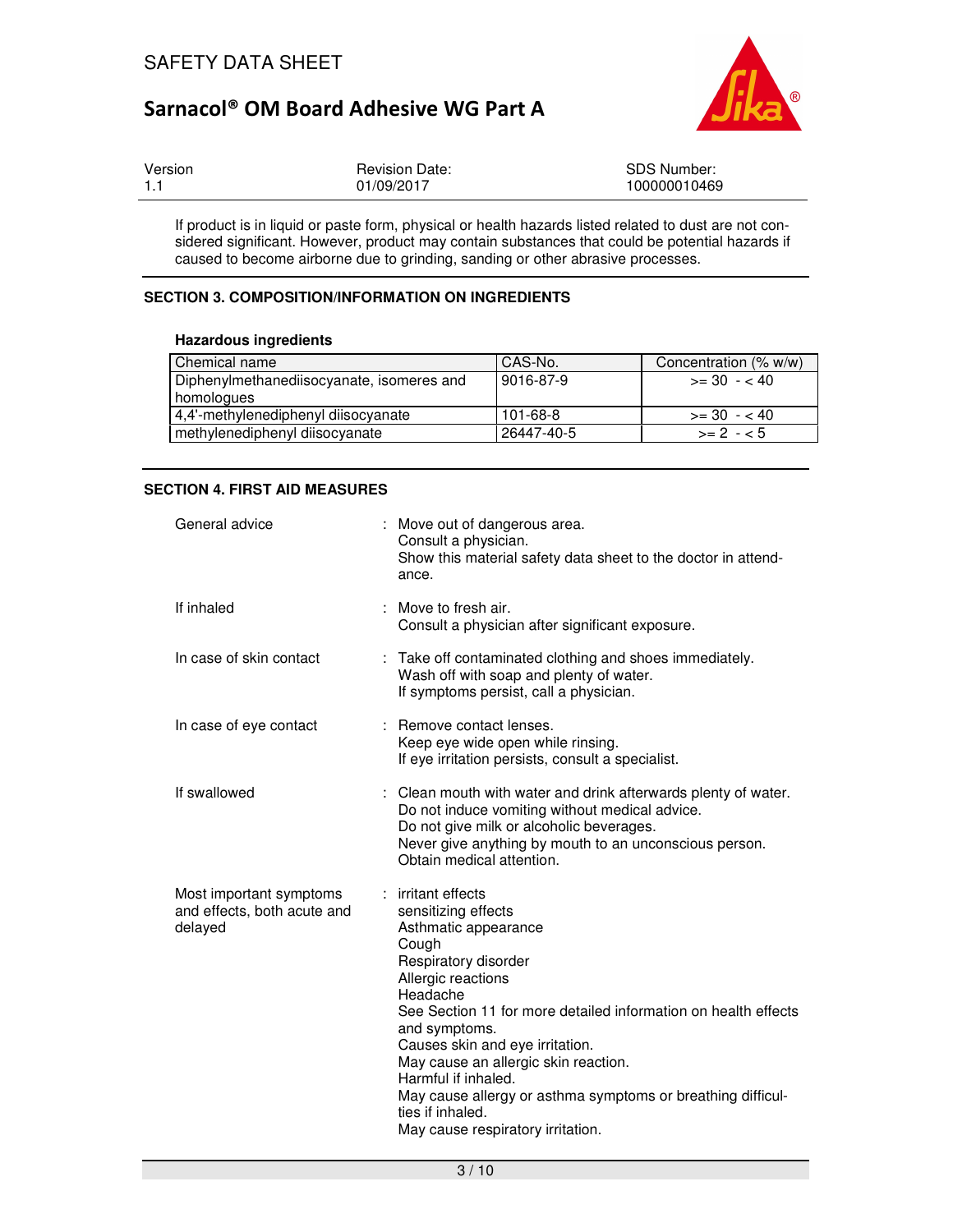If product is in liquid or paste form, physical or health hazards listed related to dust are not considered significant. However, product may contain substances that could be potential hazards if caused to become airborne due to grinding, sanding or other abrasive processes.

## SECTION 3. COMPOSITION/INFORMATION ON INGREDIENTS

**Hazardous ingredients**

| Chemical name | CAS-No. | Concentration (% w/w) |
|---|---|---|
| Diphenylmethanediisocyanate, isomeres and homologues | 9016-87-9 | >= 30 - < 40 |
| 4,4'-methylenediphenyl diisocyanate | 101-68-8 | >= 30 - < 40 |
| methylenediphenyl diisocyanate | 26447-40-5 | >= 2 - < 5 |

## SECTION 4. FIRST AID MEASURES

General advice : Move out of dangerous area.
Consult a physician.
Show this material safety data sheet to the doctor in attendance.

If inhaled : Move to fresh air.
Consult a physician after significant exposure.

In case of skin contact : Take off contaminated clothing and shoes immediately.
Wash off with soap and plenty of water.
If symptoms persist, call a physician.

In case of eye contact : Remove contact lenses.
Keep eye wide open while rinsing.
If eye irritation persists, consult a specialist.

If swallowed : Clean mouth with water and drink afterwards plenty of water.
Do not induce vomiting without medical advice.
Do not give milk or alcoholic beverages.
Never give anything by mouth to an unconscious person.
Obtain medical attention.

Most important symptoms and effects, both acute and delayed : irritant effects
sensitizing effects
Asthmatic appearance
Cough
Respiratory disorder
Allergic reactions
Headache
See Section 11 for more detailed information on health effects and symptoms.
Causes skin and eye irritation.
May cause an allergic skin reaction.
Harmful if inhaled.
May cause allergy or asthma symptoms or breathing difficulties if inhaled.
May cause respiratory irritation.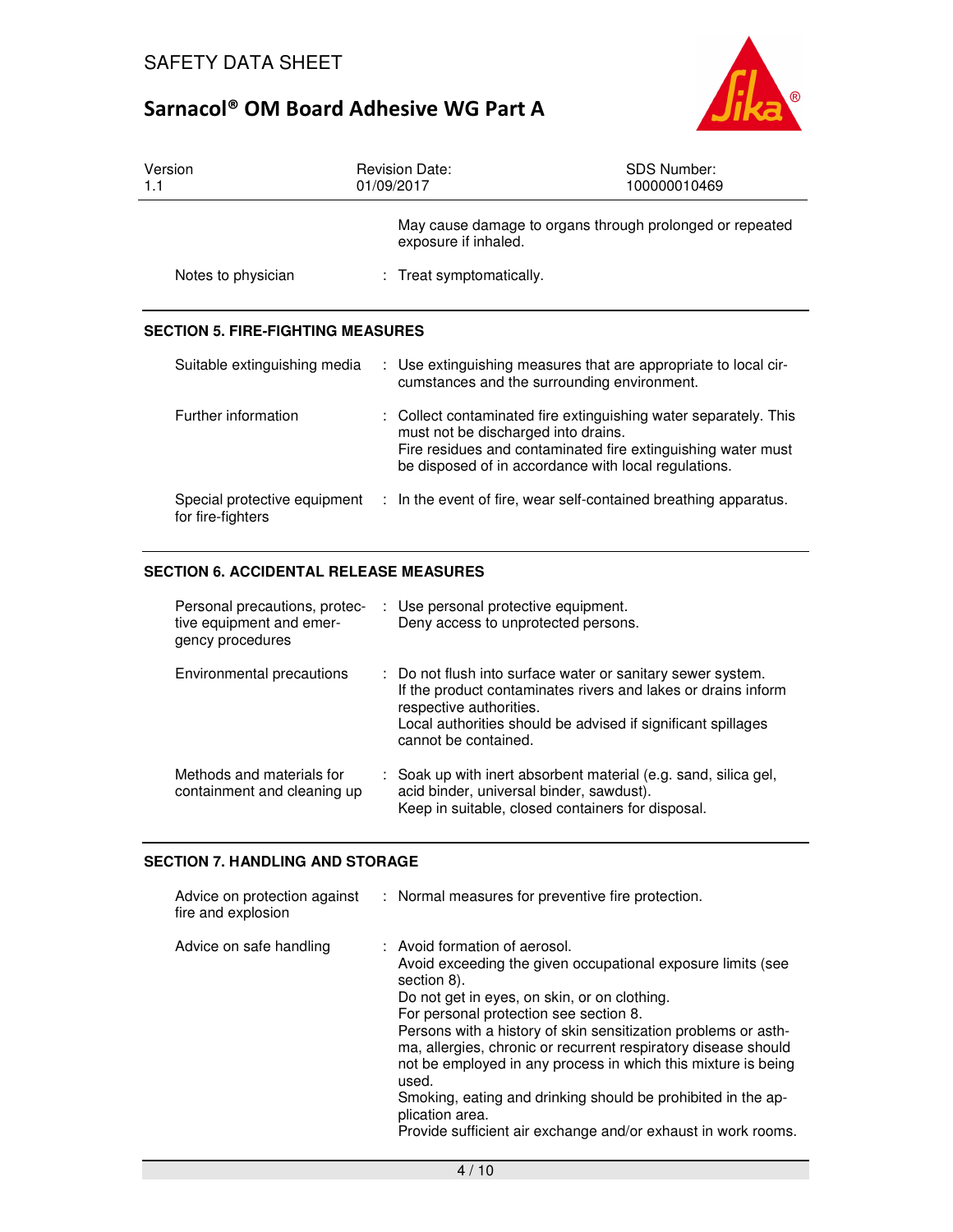May cause damage to organs through prolonged or repeated exposure if inhaled.

| | |
|---|---|
| Notes to physician | : Treat symptomatically. |

## SECTION 5. FIRE-FIGHTING MEASURES

| | |
|---|---|
| Suitable extinguishing media | : Use extinguishing measures that are appropriate to local circumstances and the surrounding environment. |
| Further information | : Collect contaminated fire extinguishing water separately. This must not be discharged into drains.<br>Fire residues and contaminated fire extinguishing water must be disposed of in accordance with local regulations. |
| Special protective equipment for fire-fighters | : In the event of fire, wear self-contained breathing apparatus. |

## SECTION 6. ACCIDENTAL RELEASE MEASURES

| | |
|---|---|
| Personal precautions, protective equipment and emergency procedures | : Use personal protective equipment.<br>Deny access to unprotected persons. |
| Environmental precautions | : Do not flush into surface water or sanitary sewer system.<br>If the product contaminates rivers and lakes or drains inform respective authorities.<br>Local authorities should be advised if significant spillages cannot be contained. |
| Methods and materials for containment and cleaning up | : Soak up with inert absorbent material (e.g. sand, silica gel, acid binder, universal binder, sawdust).<br>Keep in suitable, closed containers for disposal. |

## SECTION 7. HANDLING AND STORAGE

| | |
|---|---|
| Advice on protection against fire and explosion | : Normal measures for preventive fire protection. |
| Advice on safe handling | : Avoid formation of aerosol.<br>Avoid exceeding the given occupational exposure limits (see section 8).<br>Do not get in eyes, on skin, or on clothing.<br>For personal protection see section 8.<br>Persons with a history of skin sensitization problems or asthma, allergies, chronic or recurrent respiratory disease should not be employed in any process in which this mixture is being used.<br>Smoking, eating and drinking should be prohibited in the application area.<br>Provide sufficient air exchange and/or exhaust in work rooms. |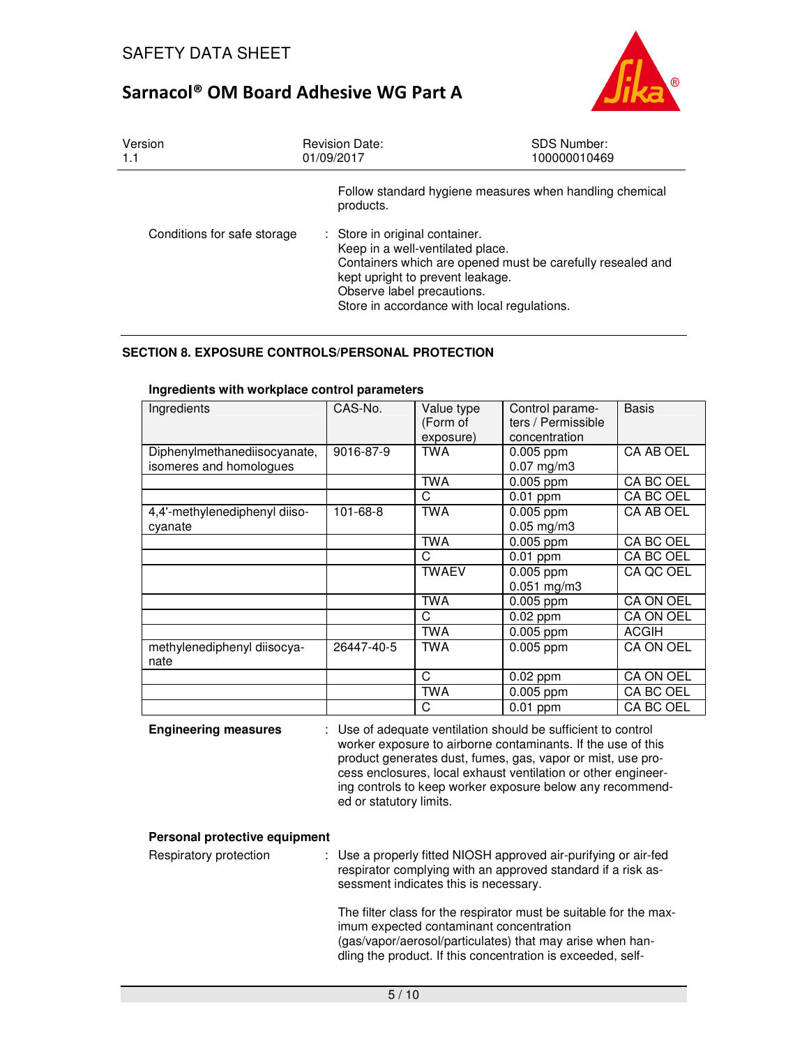Follow standard hygiene measures when handling chemical products.

Conditions for safe storage : Store in original container.
Keep in a well-ventilated place.
Containers which are opened must be carefully resealed and kept upright to prevent leakage.
Observe label precautions.
Store in accordance with local regulations.

## SECTION 8. EXPOSURE CONTROLS/PERSONAL PROTECTION

**Ingredients with workplace control parameters**

| Ingredients | CAS-No. | Value type (Form of exposure) | Control parameters / Permissible concentration | Basis |
|---|---|---|---|---|
| Diphenylmethanediisocyanate, isomeres and homologues | 9016-87-9 | TWA | 0.005 ppm<br>0.07 mg/m3 | CA AB OEL |
| | | TWA | 0.005 ppm | CA BC OEL |
| | | C | 0.01 ppm | CA BC OEL |
| 4,4'-methylenediphenyl diisocyanate | 101-68-8 | TWA | 0.005 ppm<br>0.05 mg/m3 | CA AB OEL |
| | | TWA | 0.005 ppm | CA BC OEL |
| | | C | 0.01 ppm | CA BC OEL |
| | | TWAEV | 0.005 ppm<br>0.051 mg/m3 | CA QC OEL |
| | | TWA | 0.005 ppm | CA ON OEL |
| | | C | 0.02 ppm | CA ON OEL |
| | | TWA | 0.005 ppm | ACGIH |
| methylenediphenyl diisocyanate | 26447-40-5 | TWA | 0.005 ppm | CA ON OEL |
| | | C | 0.02 ppm | CA ON OEL |
| | | TWA | 0.005 ppm | CA BC OEL |
| | | C | 0.01 ppm | CA BC OEL |

**Engineering measures** : Use of adequate ventilation should be sufficient to control worker exposure to airborne contaminants. If the use of this product generates dust, fumes, gas, vapor or mist, use process enclosures, local exhaust ventilation or other engineering controls to keep worker exposure below any recommended or statutory limits.

**Personal protective equipment**

Respiratory protection : Use a properly fitted NIOSH approved air-purifying or air-fed respirator complying with an approved standard if a risk assessment indicates this is necessary.

The filter class for the respirator must be suitable for the maximum expected contaminant concentration (gas/vapor/aerosol/particulates) that may arise when handling the product. If this concentration is exceeded, self-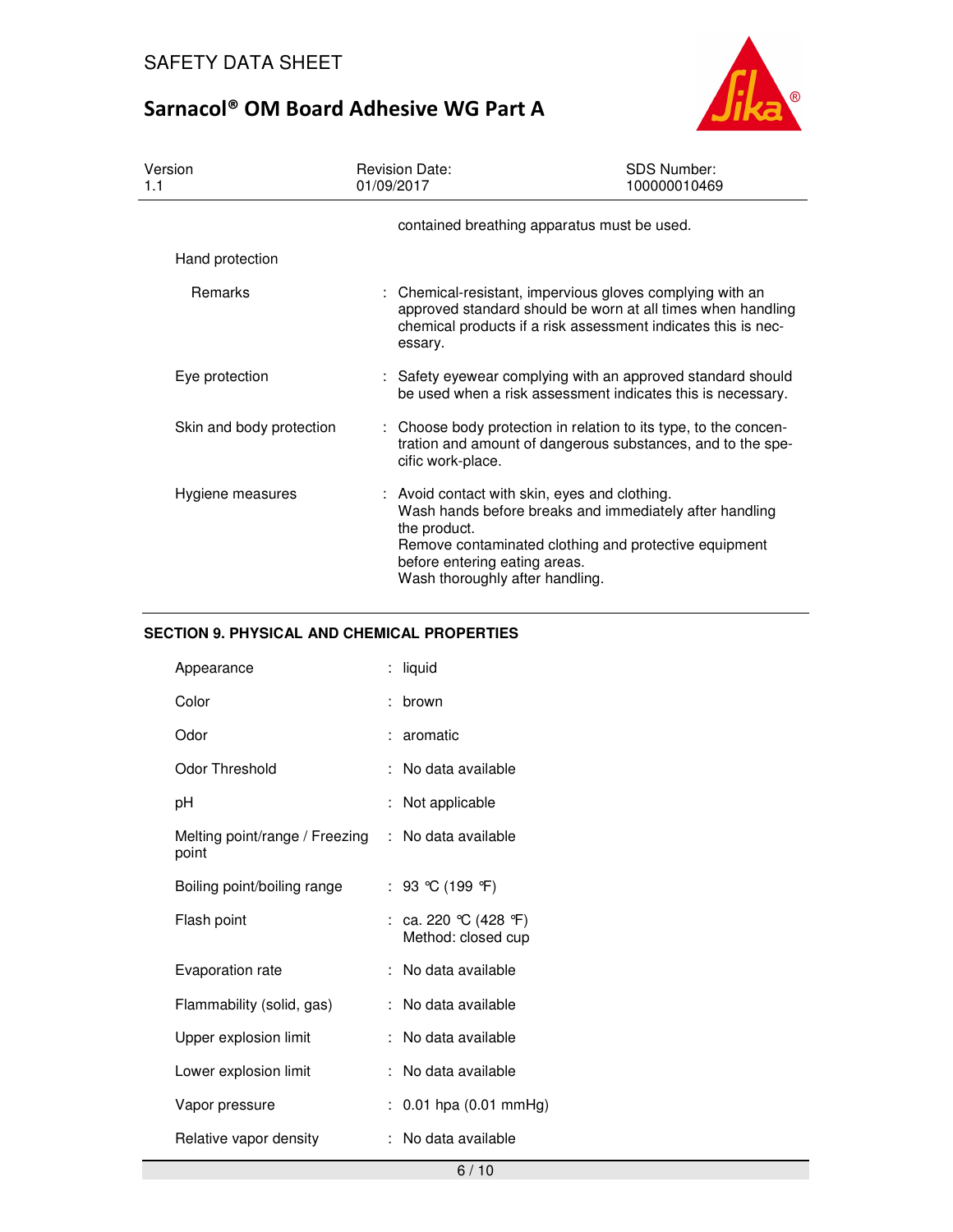contained breathing apparatus must be used.

**Hand protection**

| | |
|---|---|
| Remarks | : Chemical-resistant, impervious gloves complying with an approved standard should be worn at all times when handling chemical products if a risk assessment indicates this is necessary. |
| Eye protection | : Safety eyewear complying with an approved standard should be used when a risk assessment indicates this is necessary. |
| Skin and body protection | : Choose body protection in relation to its type, to the concentration and amount of dangerous substances, and to the specific work-place. |
| Hygiene measures | : Avoid contact with skin, eyes and clothing.<br>Wash hands before breaks and immediately after handling the product.<br>Remove contaminated clothing and protective equipment before entering eating areas.<br>Wash thoroughly after handling. |

## SECTION 9. PHYSICAL AND CHEMICAL PROPERTIES

| | |
|---|---|
| Appearance | : liquid |
| Color | : brown |
| Odor | : aromatic |
| Odor Threshold | : No data available |
| pH | : Not applicable |
| Melting point/range / Freezing point | : No data available |
| Boiling point/boiling range | : 93 °C (199 °F) |
| Flash point | : ca. 220 °C (428 °F)<br>Method: closed cup |
| Evaporation rate | : No data available |
| Flammability (solid, gas) | : No data available |
| Upper explosion limit | : No data available |
| Lower explosion limit | : No data available |
| Vapor pressure | : 0.01 hpa (0.01 mmHg) |
| Relative vapor density | : No data available |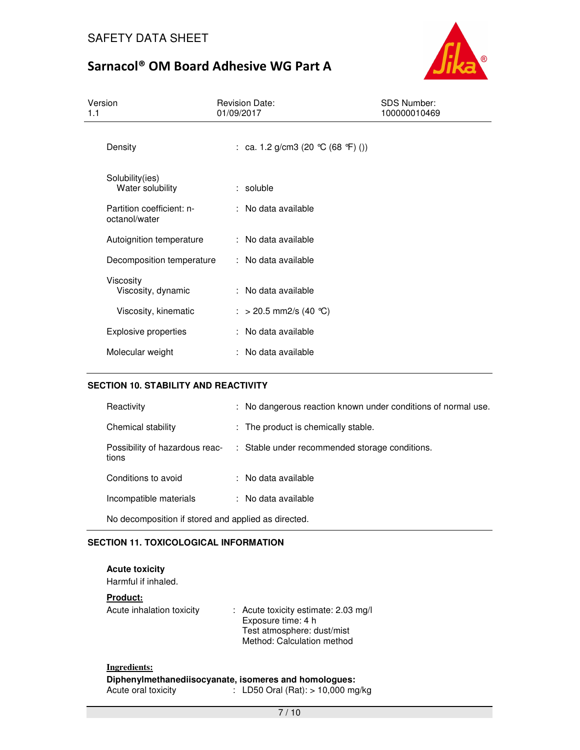| | | |
|---|---|---|
| Density | : | ca. 1.2 g/cm3 (20 °C (68 °F) ()) |
| Solubility(ies) | | |
| Water solubility | : | soluble |
| Partition coefficient: n-octanol/water | : | No data available |
| Autoignition temperature | : | No data available |
| Decomposition temperature | : | No data available |
| Viscosity | | |
| Viscosity, dynamic | : | No data available |
| Viscosity, kinematic | : | > 20.5 mm2/s (40 °C) |
| Explosive properties | : | No data available |
| Molecular weight | : | No data available |

## SECTION 10. STABILITY AND REACTIVITY

| | | |
|---|---|---|
| Reactivity | : | No dangerous reaction known under conditions of normal use. |
| Chemical stability | : | The product is chemically stable. |
| Possibility of hazardous reactions | : | Stable under recommended storage conditions. |
| Conditions to avoid | : | No data available |
| Incompatible materials | : | No data available |

No decomposition if stored and applied as directed.

## SECTION 11. TOXICOLOGICAL INFORMATION

**Acute toxicity**

Harmful if inhaled.

**Product:**

Acute inhalation toxicity : Acute toxicity estimate: 2.03 mg/l
Exposure time: 4 h
Test atmosphere: dust/mist
Method: Calculation method

**Ingredients:**

**Diphenylmethanediisocyanate, isomeres and homologues:**

Acute oral toxicity : LD50 Oral (Rat): > 10,000 mg/kg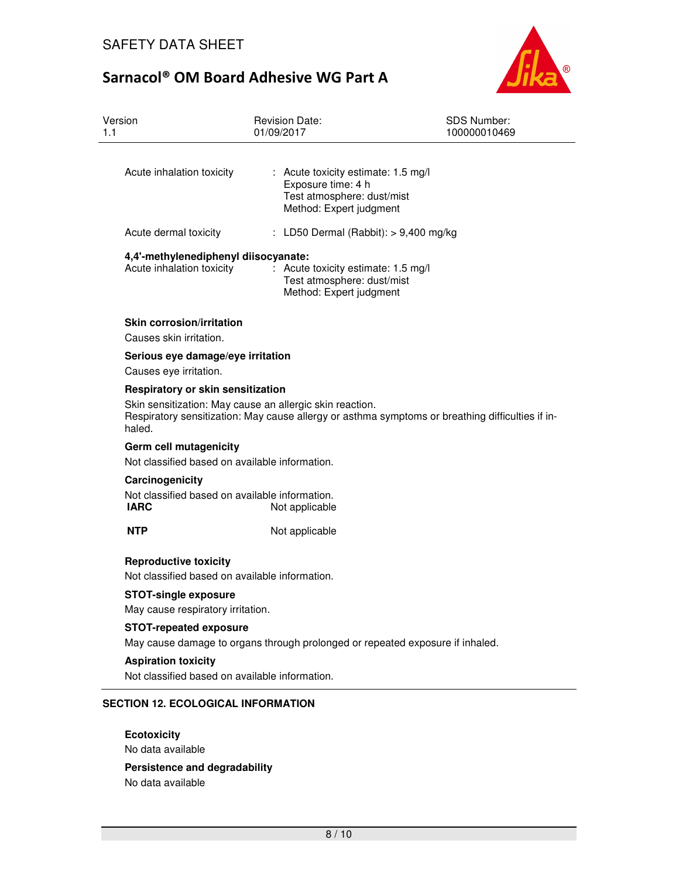Acute inhalation toxicity : Acute toxicity estimate: 1.5 mg/l
Exposure time: 4 h
Test atmosphere: dust/mist
Method: Expert judgment

Acute dermal toxicity : LD50 Dermal (Rabbit): > 9,400 mg/kg

**4,4'-methylenediphenyl diisocyanate:**

Acute inhalation toxicity : Acute toxicity estimate: 1.5 mg/l
Test atmosphere: dust/mist
Method: Expert judgment

**Skin corrosion/irritation**

Causes skin irritation.

**Serious eye damage/eye irritation**

Causes eye irritation.

**Respiratory or skin sensitization**

Skin sensitization: May cause an allergic skin reaction.
Respiratory sensitization: May cause allergy or asthma symptoms or breathing difficulties if inhaled.

**Germ cell mutagenicity**

Not classified based on available information.

**Carcinogenicity**

Not classified based on available information.

**IARC** Not applicable

**NTP** Not applicable

**Reproductive toxicity**

Not classified based on available information.

**STOT-single exposure**

May cause respiratory irritation.

**STOT-repeated exposure**

May cause damage to organs through prolonged or repeated exposure if inhaled.

**Aspiration toxicity**

Not classified based on available information.

## SECTION 12. ECOLOGICAL INFORMATION

**Ecotoxicity**

No data available

**Persistence and degradability**

No data available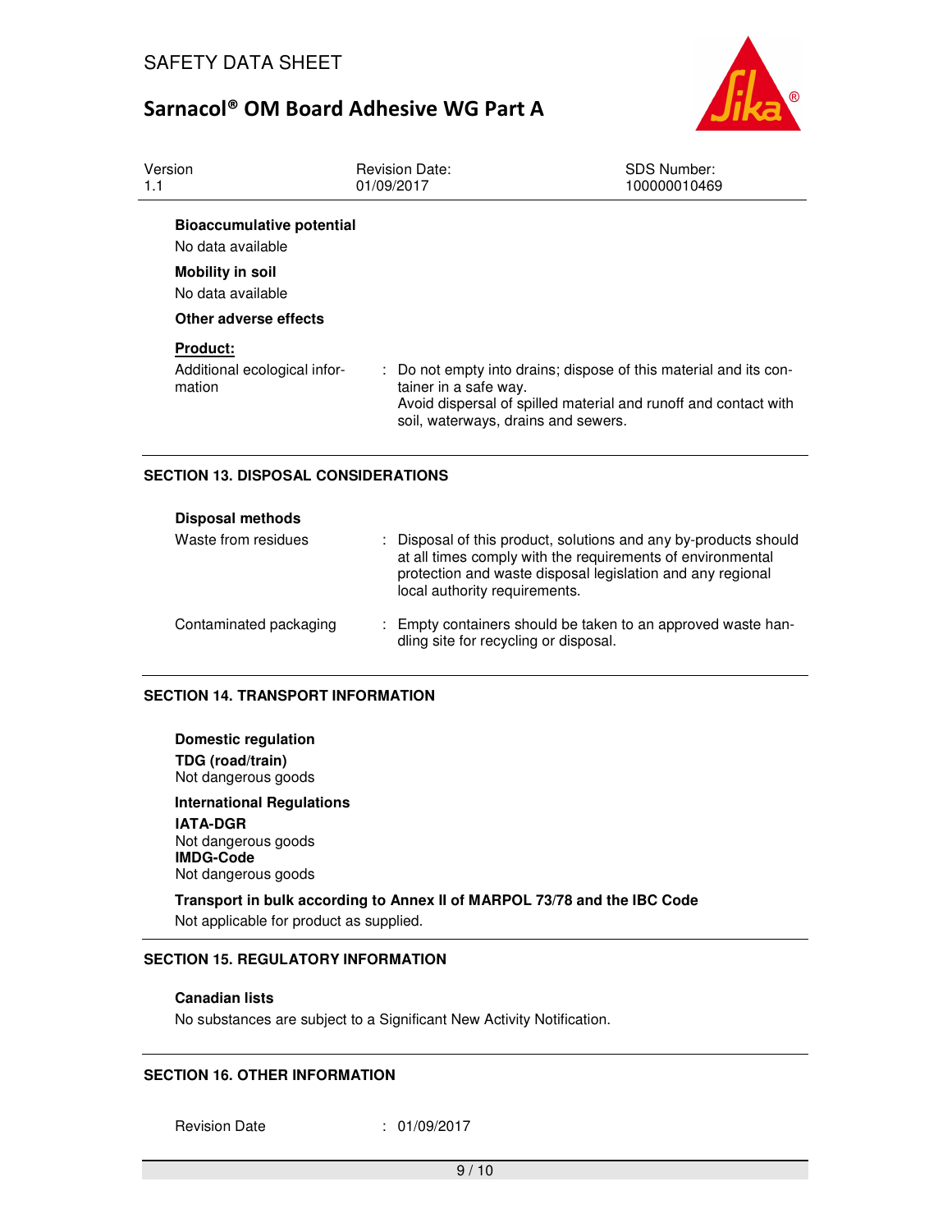**Bioaccumulative potential**

No data available

**Mobility in soil**

No data available

**Other adverse effects**

**Product:**

| | |
|---|---|
| Additional ecological information | : Do not empty into drains; dispose of this material and its container in a safe way. Avoid dispersal of spilled material and runoff and contact with soil, waterways, drains and sewers. |

## SECTION 13. DISPOSAL CONSIDERATIONS

**Disposal methods**

| | |
|---|---|
| Waste from residues | : Disposal of this product, solutions and any by-products should at all times comply with the requirements of environmental protection and waste disposal legislation and any regional local authority requirements. |
| Contaminated packaging | : Empty containers should be taken to an approved waste handling site for recycling or disposal. |

## SECTION 14. TRANSPORT INFORMATION

**Domestic regulation**

**TDG (road/train)**
Not dangerous goods

**International Regulations**

**IATA-DGR**
Not dangerous goods
**IMDG-Code**
Not dangerous goods

**Transport in bulk according to Annex II of MARPOL 73/78 and the IBC Code**
Not applicable for product as supplied.

## SECTION 15. REGULATORY INFORMATION

**Canadian lists**

No substances are subject to a Significant New Activity Notification.

## SECTION 16. OTHER INFORMATION

| | |
|---|---|
| Revision Date | : 01/09/2017 |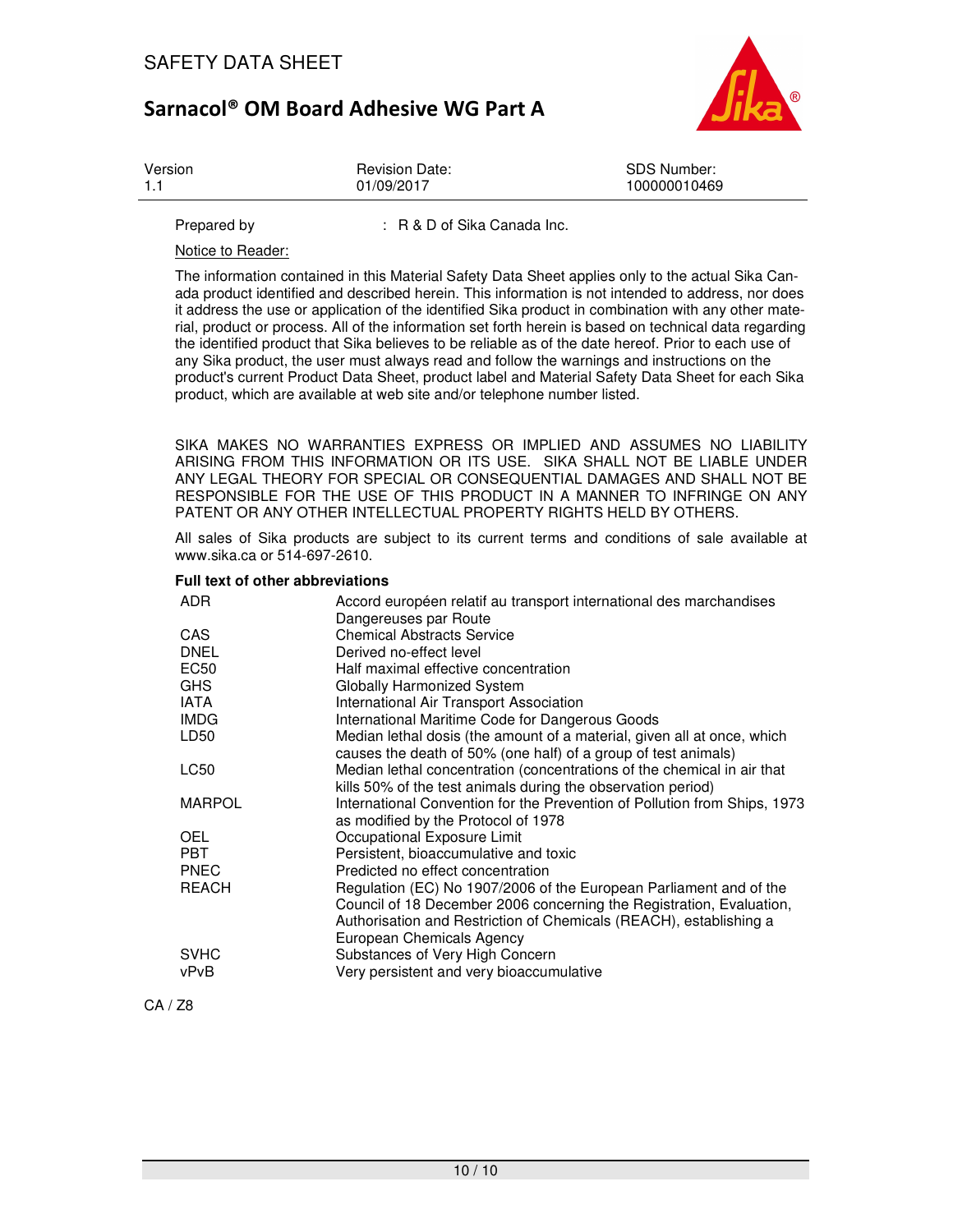| Version | Revision Date: | SDS Number: |
| --- | --- | --- |
| 1.1 | 01/09/2017 | 100000010469 |

Prepared by : R & D of Sika Canada Inc.

Notice to Reader:

The information contained in this Material Safety Data Sheet applies only to the actual Sika Canada product identified and described herein. This information is not intended to address, nor does it address the use or application of the identified Sika product in combination with any other material, product or process. All of the information set forth herein is based on technical data regarding the identified product that Sika believes to be reliable as of the date hereof. Prior to each use of any Sika product, the user must always read and follow the warnings and instructions on the product's current Product Data Sheet, product label and Material Safety Data Sheet for each Sika product, which are available at web site and/or telephone number listed.

SIKA MAKES NO WARRANTIES EXPRESS OR IMPLIED AND ASSUMES NO LIABILITY ARISING FROM THIS INFORMATION OR ITS USE. SIKA SHALL NOT BE LIABLE UNDER ANY LEGAL THEORY FOR SPECIAL OR CONSEQUENTIAL DAMAGES AND SHALL NOT BE RESPONSIBLE FOR THE USE OF THIS PRODUCT IN A MANNER TO INFRINGE ON ANY PATENT OR ANY OTHER INTELLECTUAL PROPERTY RIGHTS HELD BY OTHERS.

All sales of Sika products are subject to its current terms and conditions of sale available at www.sika.ca or 514-697-2610.

**Full text of other abbreviations**

| | |
| --- | --- |
| ADR | Accord européen relatif au transport international des marchandises Dangereuses par Route |
| CAS | Chemical Abstracts Service |
| DNEL | Derived no-effect level |
| EC50 | Half maximal effective concentration |
| GHS | Globally Harmonized System |
| IATA | International Air Transport Association |
| IMDG | International Maritime Code for Dangerous Goods |
| LD50 | Median lethal dosis (the amount of a material, given all at once, which causes the death of 50% (one half) of a group of test animals) |
| LC50 | Median lethal concentration (concentrations of the chemical in air that kills 50% of the test animals during the observation period) |
| MARPOL | International Convention for the Prevention of Pollution from Ships, 1973 as modified by the Protocol of 1978 |
| OEL | Occupational Exposure Limit |
| PBT | Persistent, bioaccumulative and toxic |
| PNEC | Predicted no effect concentration |
| REACH | Regulation (EC) No 1907/2006 of the European Parliament and of the Council of 18 December 2006 concerning the Registration, Evaluation, Authorisation and Restriction of Chemicals (REACH), establishing a European Chemicals Agency |
| SVHC | Substances of Very High Concern |
| vPvB | Very persistent and very bioaccumulative |

CA / Z8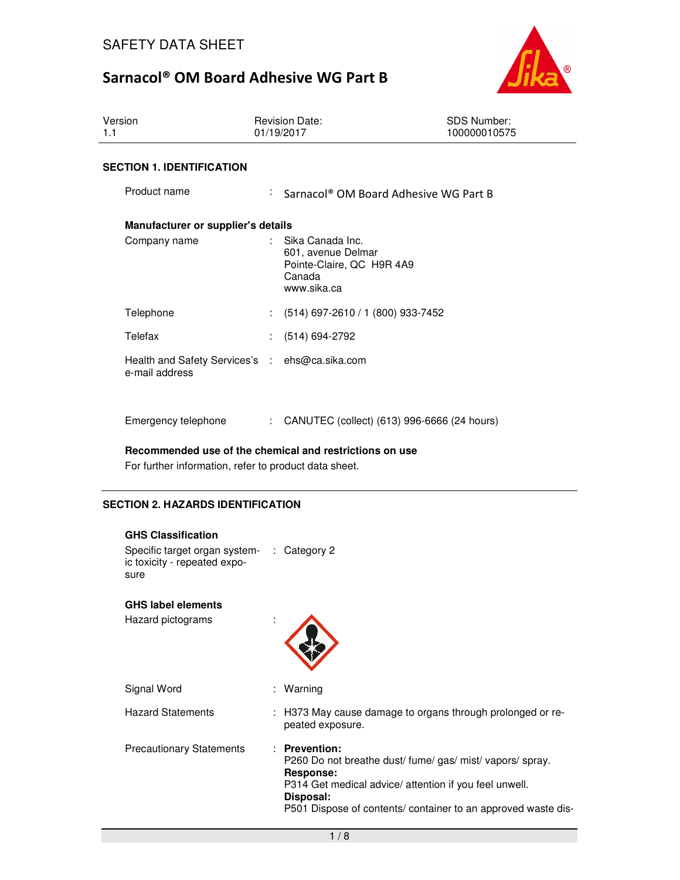SAFETY DATA SHEET

# Sarnacol® OM Board Adhesive WG Part B

| Version | Revision Date: | SDS Number: |
|---|---|---|
| 1.1 | 01/19/2017 | 100000010575 |

## SECTION 1. IDENTIFICATION

Product name : Sarnacol® OM Board Adhesive WG Part B

**Manufacturer or supplier's details**

Company name : Sika Canada Inc.
601, avenue Delmar
Pointe-Claire, QC H9R 4A9
Canada
www.sika.ca

Telephone : (514) 697-2610 / 1 (800) 933-7452

Telefax : (514) 694-2792

Health and Safety Services's e-mail address : ehs@ca.sika.com

Emergency telephone : CANUTEC (collect) (613) 996-6666 (24 hours)

**Recommended use of the chemical and restrictions on use**

For further information, refer to product data sheet.

## SECTION 2. HAZARDS IDENTIFICATION

**GHS Classification**

Specific target organ systemic toxicity - repeated exposure : Category 2

**GHS label elements**

Hazard pictograms :

Signal Word : Warning

Hazard Statements : H373 May cause damage to organs through prolonged or repeated exposure.

Precautionary Statements : **Prevention:**
P260 Do not breathe dust/ fume/ gas/ mist/ vapors/ spray.
**Response:**
P314 Get medical advice/ attention if you feel unwell.
**Disposal:**
P501 Dispose of contents/ container to an approved waste dis-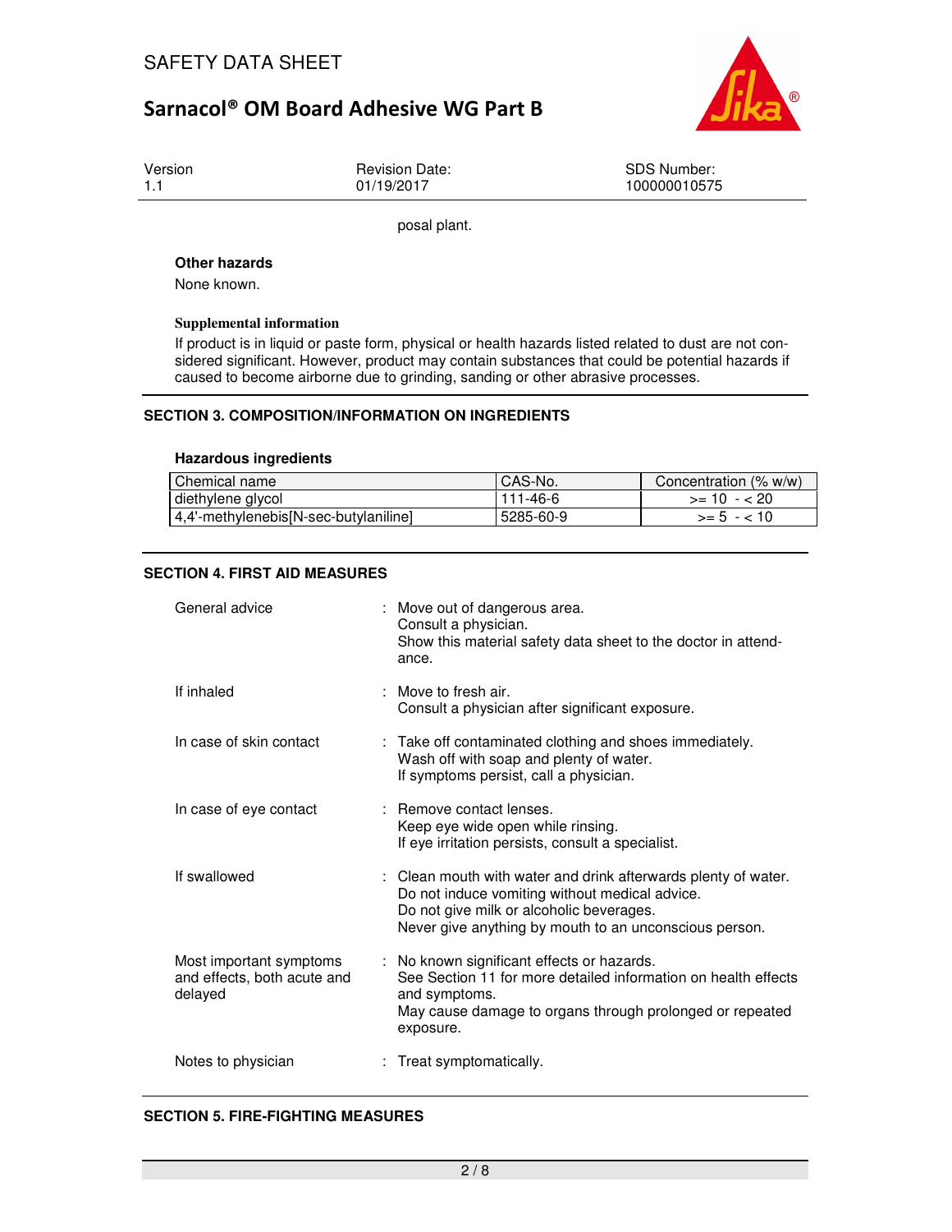posal plant.

**Other hazards**

None known.

**Supplemental information**

If product is in liquid or paste form, physical or health hazards listed related to dust are not considered significant. However, product may contain substances that could be potential hazards if caused to become airborne due to grinding, sanding or other abrasive processes.

## SECTION 3. COMPOSITION/INFORMATION ON INGREDIENTS

**Hazardous ingredients**

| Chemical name | CAS-No. | Concentration (% w/w) |
|---|---|---|
| diethylene glycol | 111-46-6 | >= 10 - < 20 |
| 4,4'-methylenebis[N-sec-butylaniline] | 5285-60-9 | >= 5 - < 10 |

## SECTION 4. FIRST AID MEASURES

| | |
|---|---|
| General advice | : Move out of dangerous area.<br>Consult a physician.<br>Show this material safety data sheet to the doctor in attendance. |
| If inhaled | : Move to fresh air.<br>Consult a physician after significant exposure. |
| In case of skin contact | : Take off contaminated clothing and shoes immediately.<br>Wash off with soap and plenty of water.<br>If symptoms persist, call a physician. |
| In case of eye contact | : Remove contact lenses.<br>Keep eye wide open while rinsing.<br>If eye irritation persists, consult a specialist. |
| If swallowed | : Clean mouth with water and drink afterwards plenty of water.<br>Do not induce vomiting without medical advice.<br>Do not give milk or alcoholic beverages.<br>Never give anything by mouth to an unconscious person. |
| Most important symptoms and effects, both acute and delayed | : No known significant effects or hazards.<br>See Section 11 for more detailed information on health effects and symptoms.<br>May cause damage to organs through prolonged or repeated exposure. |
| Notes to physician | : Treat symptomatically. |

## SECTION 5. FIRE-FIGHTING MEASURES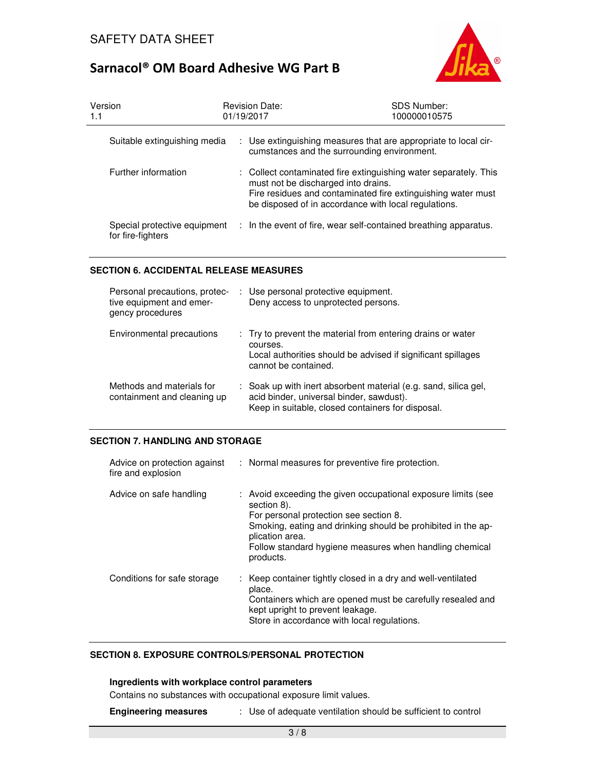| | | |
|---|---|---|
| Suitable extinguishing media | : | Use extinguishing measures that are appropriate to local circumstances and the surrounding environment. |
| Further information | : | Collect contaminated fire extinguishing water separately. This must not be discharged into drains.<br>Fire residues and contaminated fire extinguishing water must be disposed of in accordance with local regulations. |
| Special protective equipment for fire-fighters | : | In the event of fire, wear self-contained breathing apparatus. |

## SECTION 6. ACCIDENTAL RELEASE MEASURES

| | | |
|---|---|---|
| Personal precautions, protective equipment and emergency procedures | : | Use personal protective equipment.<br>Deny access to unprotected persons. |
| Environmental precautions | : | Try to prevent the material from entering drains or water courses.<br>Local authorities should be advised if significant spillages cannot be contained. |
| Methods and materials for containment and cleaning up | : | Soak up with inert absorbent material (e.g. sand, silica gel, acid binder, universal binder, sawdust).<br>Keep in suitable, closed containers for disposal. |

## SECTION 7. HANDLING AND STORAGE

| | | |
|---|---|---|
| Advice on protection against fire and explosion | : | Normal measures for preventive fire protection. |
| Advice on safe handling | : | Avoid exceeding the given occupational exposure limits (see section 8).<br>For personal protection see section 8.<br>Smoking, eating and drinking should be prohibited in the application area.<br>Follow standard hygiene measures when handling chemical products. |
| Conditions for safe storage | : | Keep container tightly closed in a dry and well-ventilated place.<br>Containers which are opened must be carefully resealed and kept upright to prevent leakage.<br>Store in accordance with local regulations. |

## SECTION 8. EXPOSURE CONTROLS/PERSONAL PROTECTION

**Ingredients with workplace control parameters**

Contains no substances with occupational exposure limit values.

**Engineering measures** : Use of adequate ventilation should be sufficient to control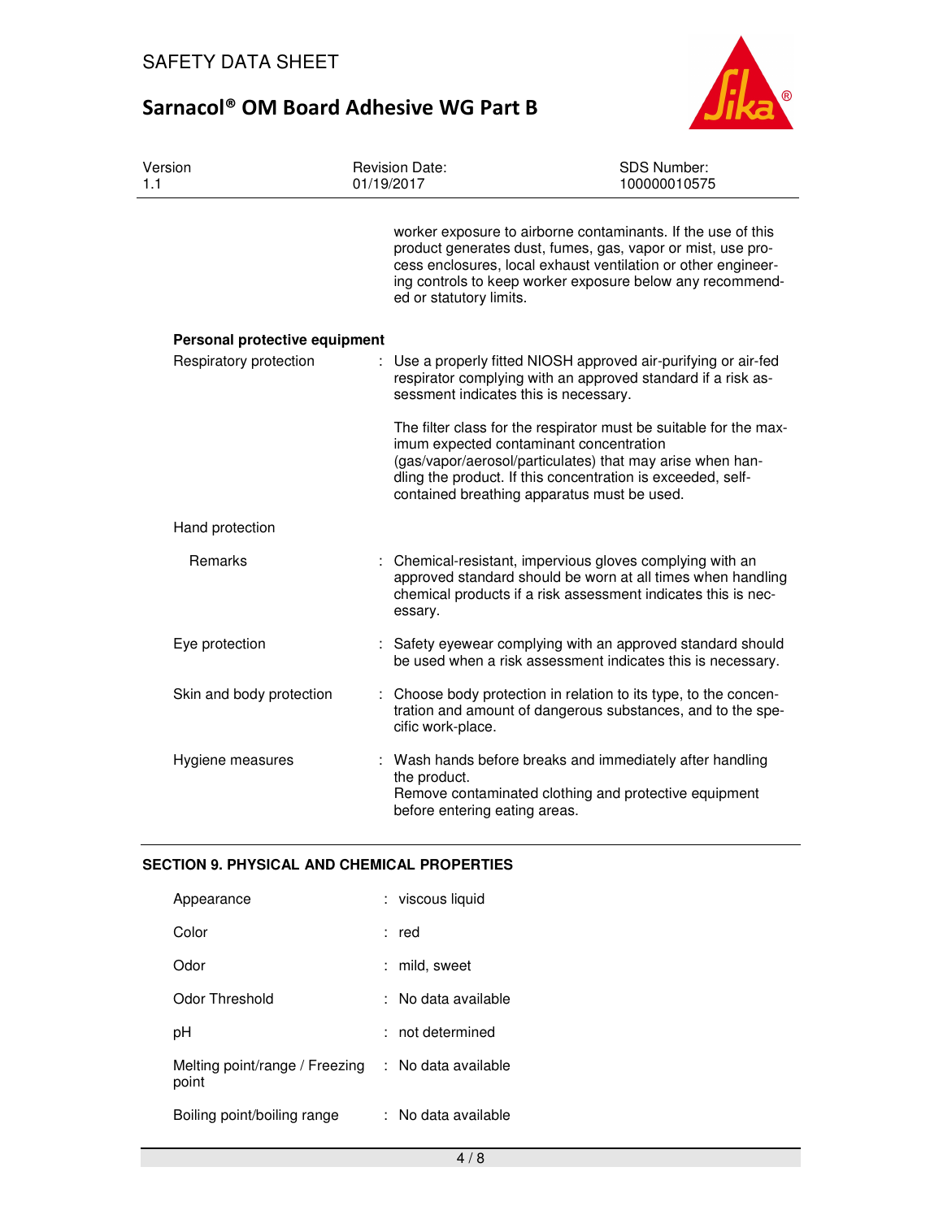worker exposure to airborne contaminants. If the use of this product generates dust, fumes, gas, vapor or mist, use process enclosures, local exhaust ventilation or other engineering controls to keep worker exposure below any recommended or statutory limits.

**Personal protective equipment**

| | |
|---|---|
| Respiratory protection | : Use a properly fitted NIOSH approved air-purifying or air-fed respirator complying with an approved standard if a risk assessment indicates this is necessary.<br><br>The filter class for the respirator must be suitable for the maximum expected contaminant concentration (gas/vapor/aerosol/particulates) that may arise when handling the product. If this concentration is exceeded, self-contained breathing apparatus must be used. |
| Hand protection | |
| Remarks | : Chemical-resistant, impervious gloves complying with an approved standard should be worn at all times when handling chemical products if a risk assessment indicates this is necessary. |
| Eye protection | : Safety eyewear complying with an approved standard should be used when a risk assessment indicates this is necessary. |
| Skin and body protection | : Choose body protection in relation to its type, to the concentration and amount of dangerous substances, and to the specific work-place. |
| Hygiene measures | : Wash hands before breaks and immediately after handling the product.<br>Remove contaminated clothing and protective equipment before entering eating areas. |

## SECTION 9. PHYSICAL AND CHEMICAL PROPERTIES

| | |
|---|---|
| Appearance | : viscous liquid |
| Color | : red |
| Odor | : mild, sweet |
| Odor Threshold | : No data available |
| pH | : not determined |
| Melting point/range / Freezing point | : No data available |
| Boiling point/boiling range | : No data available |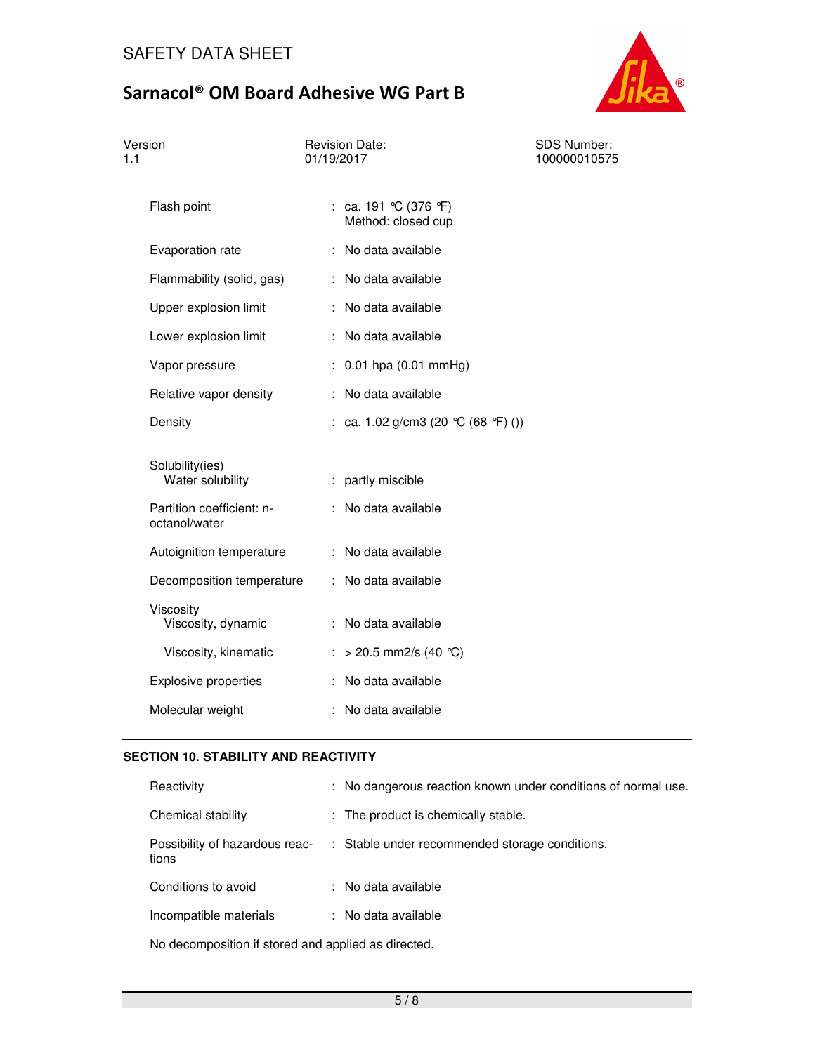| | | |
|---|---|---|
| Flash point | : | ca. 191 °C (376 °F)<br>Method: closed cup |
| Evaporation rate | : | No data available |
| Flammability (solid, gas) | : | No data available |
| Upper explosion limit | : | No data available |
| Lower explosion limit | : | No data available |
| Vapor pressure | : | 0.01 hpa (0.01 mmHg) |
| Relative vapor density | : | No data available |
| Density | : | ca. 1.02 g/cm3 (20 °C (68 °F) ()) |
| Solubility(ies)<br>Water solubility | : | partly miscible |
| Partition coefficient: n-octanol/water | : | No data available |
| Autoignition temperature | : | No data available |
| Decomposition temperature | : | No data available |
| Viscosity<br>Viscosity, dynamic | : | No data available |
| Viscosity, kinematic | : | > 20.5 mm2/s (40 °C) |
| Explosive properties | : | No data available |
| Molecular weight | : | No data available |

## SECTION 10. STABILITY AND REACTIVITY

| | | |
|---|---|---|
| Reactivity | : | No dangerous reaction known under conditions of normal use. |
| Chemical stability | : | The product is chemically stable. |
| Possibility of hazardous reactions | : | Stable under recommended storage conditions. |
| Conditions to avoid | : | No data available |
| Incompatible materials | : | No data available |

No decomposition if stored and applied as directed.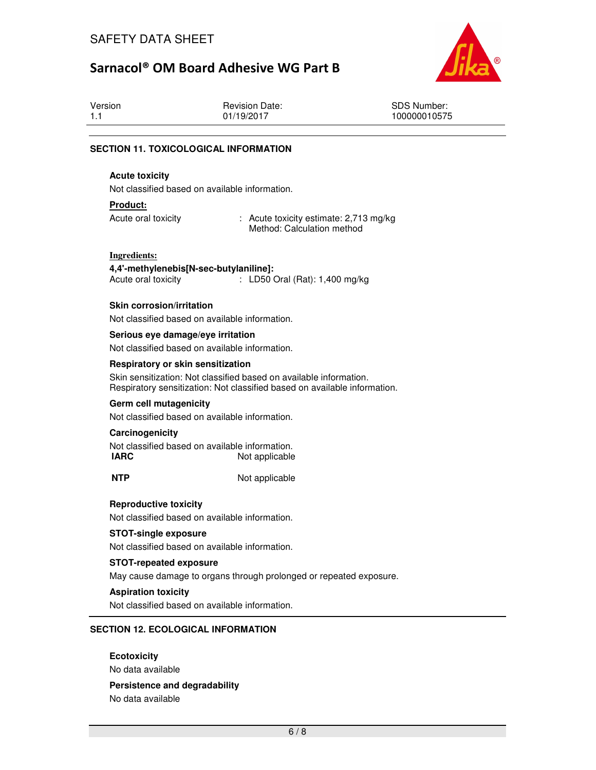## SECTION 11. TOXICOLOGICAL INFORMATION

**Acute toxicity**

Not classified based on available information.

**Product:**

Acute oral toxicity : Acute toxicity estimate: 2,713 mg/kg
Method: Calculation method

**Ingredients:**

**4,4'-methylenebis[N-sec-butylaniline]:**

Acute oral toxicity : LD50 Oral (Rat): 1,400 mg/kg

**Skin corrosion/irritation**

Not classified based on available information.

**Serious eye damage/eye irritation**

Not classified based on available information.

**Respiratory or skin sensitization**

Skin sensitization: Not classified based on available information.
Respiratory sensitization: Not classified based on available information.

**Germ cell mutagenicity**

Not classified based on available information.

**Carcinogenicity**

Not classified based on available information.

**IARC** Not applicable

**NTP** Not applicable

**Reproductive toxicity**

Not classified based on available information.

**STOT-single exposure**

Not classified based on available information.

**STOT-repeated exposure**

May cause damage to organs through prolonged or repeated exposure.

**Aspiration toxicity**

Not classified based on available information.

## SECTION 12. ECOLOGICAL INFORMATION

**Ecotoxicity**

No data available

**Persistence and degradability**

No data available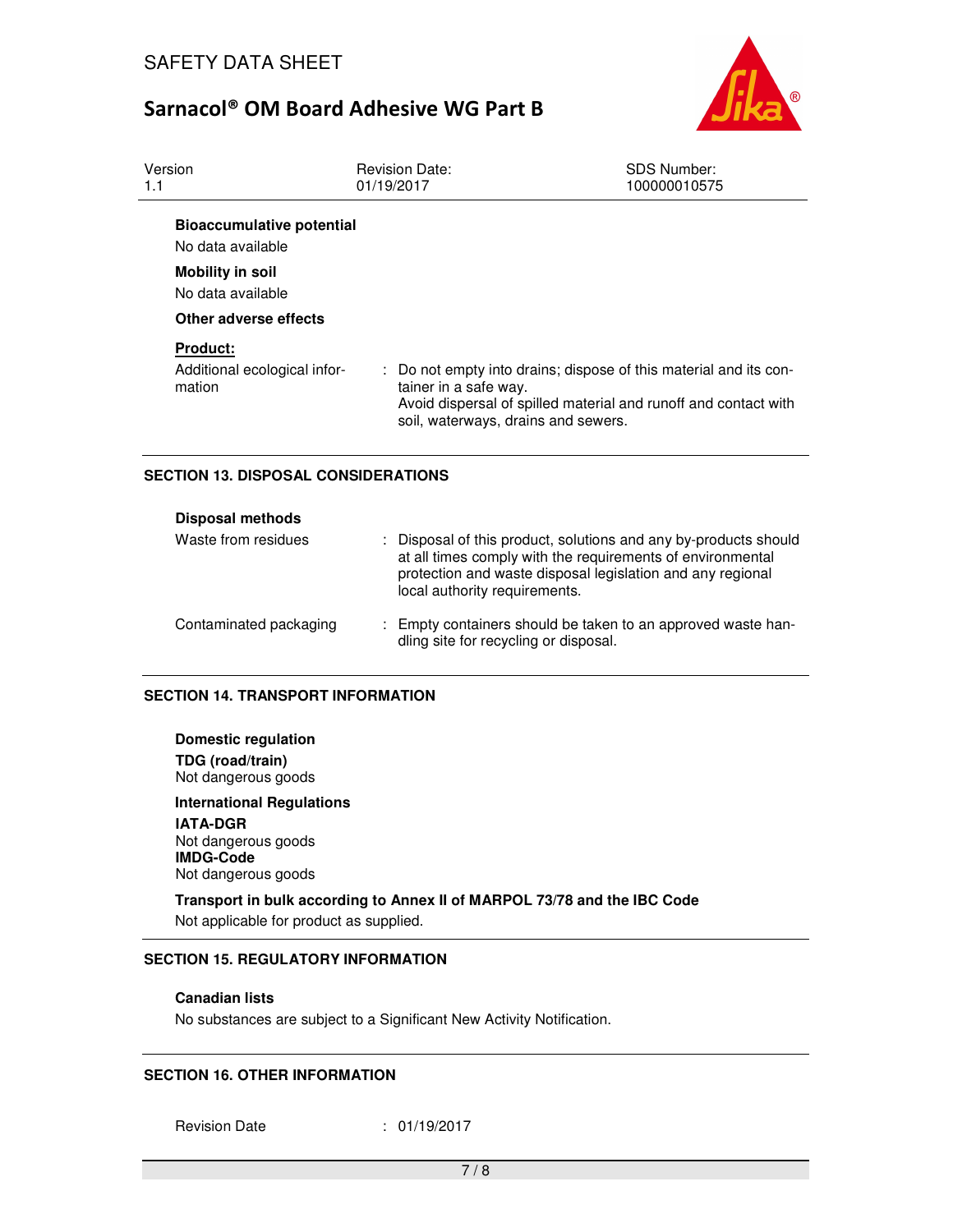**Bioaccumulative potential**

No data available

**Mobility in soil**

No data available

**Other adverse effects**

**Product:**

| | |
|---|---|
| Additional ecological information | : Do not empty into drains; dispose of this material and its container in a safe way.<br>Avoid dispersal of spilled material and runoff and contact with soil, waterways, drains and sewers. |

## SECTION 13. DISPOSAL CONSIDERATIONS

**Disposal methods**

| | |
|---|---|
| Waste from residues | : Disposal of this product, solutions and any by-products should at all times comply with the requirements of environmental protection and waste disposal legislation and any regional local authority requirements. |
| Contaminated packaging | : Empty containers should be taken to an approved waste handling site for recycling or disposal. |

## SECTION 14. TRANSPORT INFORMATION

**Domestic regulation**

**TDG (road/train)**

Not dangerous goods

**International Regulations**

**IATA-DGR**

Not dangerous goods

**IMDG-Code**

Not dangerous goods

**Transport in bulk according to Annex II of MARPOL 73/78 and the IBC Code**

Not applicable for product as supplied.

## SECTION 15. REGULATORY INFORMATION

**Canadian lists**

No substances are subject to a Significant New Activity Notification.

## SECTION 16. OTHER INFORMATION

| | |
|---|---|
| Revision Date | : 01/19/2017 |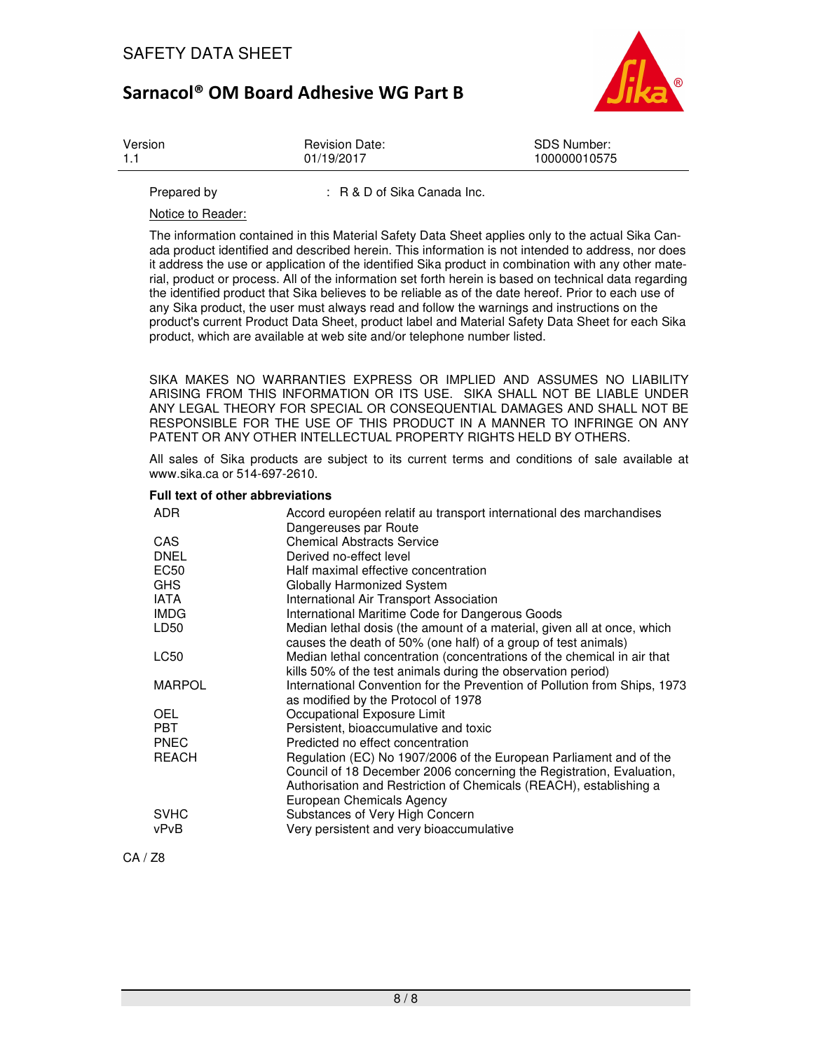| Version | Revision Date: | SDS Number: |
|---|---|---|
| 1.1 | 01/19/2017 | 100000010575 |

Prepared by : R & D of Sika Canada Inc.

Notice to Reader:

The information contained in this Material Safety Data Sheet applies only to the actual Sika Canada product identified and described herein. This information is not intended to address, nor does it address the use or application of the identified Sika product in combination with any other material, product or process. All of the information set forth herein is based on technical data regarding the identified product that Sika believes to be reliable as of the date hereof. Prior to each use of any Sika product, the user must always read and follow the warnings and instructions on the product's current Product Data Sheet, product label and Material Safety Data Sheet for each Sika product, which are available at web site and/or telephone number listed.

SIKA MAKES NO WARRANTIES EXPRESS OR IMPLIED AND ASSUMES NO LIABILITY ARISING FROM THIS INFORMATION OR ITS USE. SIKA SHALL NOT BE LIABLE UNDER ANY LEGAL THEORY FOR SPECIAL OR CONSEQUENTIAL DAMAGES AND SHALL NOT BE RESPONSIBLE FOR THE USE OF THIS PRODUCT IN A MANNER TO INFRINGE ON ANY PATENT OR ANY OTHER INTELLECTUAL PROPERTY RIGHTS HELD BY OTHERS.

All sales of Sika products are subject to its current terms and conditions of sale available at www.sika.ca or 514-697-2610.

**Full text of other abbreviations**

| | |
|---|---|
| ADR | Accord européen relatif au transport international des marchandises Dangereuses par Route |
| CAS | Chemical Abstracts Service |
| DNEL | Derived no-effect level |
| EC50 | Half maximal effective concentration |
| GHS | Globally Harmonized System |
| IATA | International Air Transport Association |
| IMDG | International Maritime Code for Dangerous Goods |
| LD50 | Median lethal dosis (the amount of a material, given all at once, which causes the death of 50% (one half) of a group of test animals) |
| LC50 | Median lethal concentration (concentrations of the chemical in air that kills 50% of the test animals during the observation period) |
| MARPOL | International Convention for the Prevention of Pollution from Ships, 1973 as modified by the Protocol of 1978 |
| OEL | Occupational Exposure Limit |
| PBT | Persistent, bioaccumulative and toxic |
| PNEC | Predicted no effect concentration |
| REACH | Regulation (EC) No 1907/2006 of the European Parliament and of the Council of 18 December 2006 concerning the Registration, Evaluation, Authorisation and Restriction of Chemicals (REACH), establishing a European Chemicals Agency |
| SVHC | Substances of Very High Concern |
| vPvB | Very persistent and very bioaccumulative |

CA / Z8